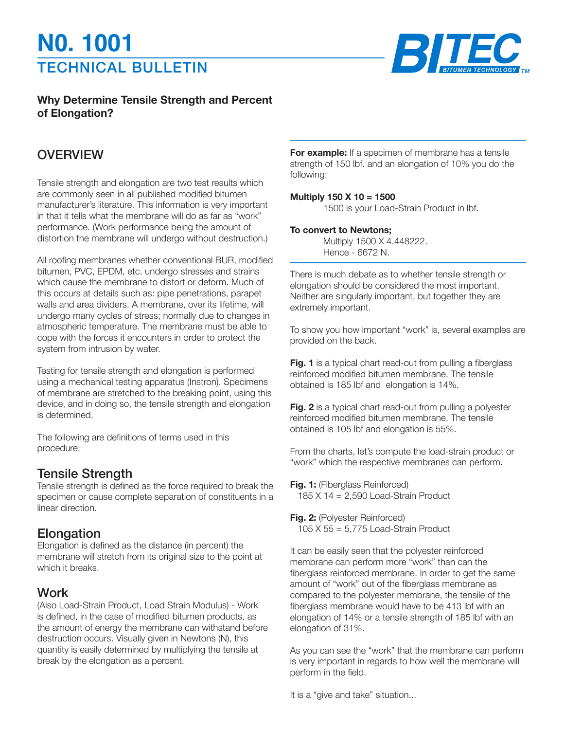# N0. 1001

## TECHNICAL BULLETIN

**Why Determine Tensile Strength and Percent of Elongation?**

## OVERVIEW

Tensile strength and elongation are two test results which are commonly seen in all published modified bitumen manufacturer's literature. This information is very important in that it tells what the membrane will do as far as "work" performance. (Work performance being the amount of distortion the membrane will undergo without destruction.)

All roofing membranes whether conventional BUR, modified bitumen, PVC, EPDM, etc. undergo stresses and strains which cause the membrane to distort or deform. Much of this occurs at details such as: pipe penetrations, parapet walls and area dividers. A membrane, over its lifetime, will undergo many cycles of stress; normally due to changes in atmospheric temperature. The membrane must be able to cope with the forces it encounters in order to protect the system from intrusion by water.

Testing for tensile strength and elongation is performed using a mechanical testing apparatus (Instron). Specimens of membrane are stretched to the breaking point, using this device, and in doing so, the tensile strength and elongation is determined.

The following are definitions of terms used in this procedure:

### Tensile Strength

Tensile strength is defined as the force required to break the specimen or cause complete separation of constituents in a linear direction.

### Elongation

Elongation is defined as the distance (in percent) the membrane will stretch from its original size to the point at which it breaks.

### Work

(Also Load-Strain Product, Load Strain Modulus) - Work is defined, in the case of modified bitumen products, as the amount of energy the membrane can withstand before destruction occurs. Visually given in Newtons (N), this quantity is easily determined by multiplying the tensile at break by the elongation as a percent.

**For example:** If a specimen of membrane has a tensile strength of 150 lbf. and an elongation of 10% you do the following:

**Multiply 150 X 10 = 1500**

1500 is your Load-Strain Product in lbf.

**To convert to Newtons;**

Multiply 1500 X 4.448222.
Hence - 6672 N.

There is much debate as to whether tensile strength or elongation should be considered the most important. Neither are singularly important, but together they are extremely important.

To show you how important "work" is, several examples are provided on the back.

**Fig. 1** is a typical chart read-out from pulling a fiberglass reinforced modified bitumen membrane. The tensile obtained is 185 lbf and elongation is 14%.

**Fig. 2** is a typical chart read-out from pulling a polyester reinforced modified bitumen membrane. The tensile obtained is 105 lbf and elongation is 55%.

From the charts, let's compute the load-strain product or "work" which the respective membranes can perform.

**Fig. 1:** (Fiberglass Reinforced)
185 X 14 = 2,590 Load-Strain Product

**Fig. 2:** (Polyester Reinforced)
105 X 55 = 5,775 Load-Strain Product

It can be easily seen that the polyester reinforced membrane can perform more "work" than can the fiberglass reinforced membrane. In order to get the same amount of "work" out of the fiberglass membrane as compared to the polyester membrane, the tensile of the fiberglass membrane would have to be 413 lbf with an elongation of 14% or a tensile strength of 185 lbf with an elongation of 31%.

As you can see the "work" that the membrane can perform is very important in regards to how well the membrane will perform in the field.

It is a "give and take" situation...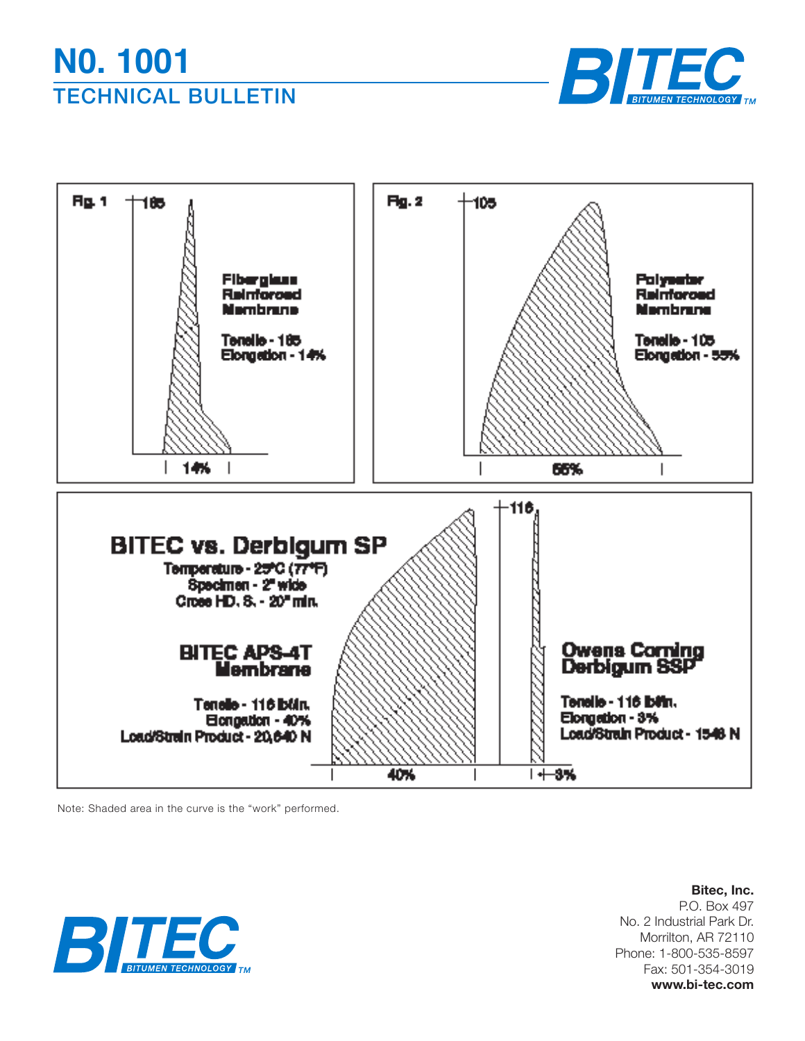# N0. 1001

## TECHNICAL BULLETIN

BITEC
BITUMEN TECHNOLOGY TM

Fig. 1

165

Fiberglass Reinforced Membrane

Tensile - 165
Elongation - 14%

14%

Fig. 2

105

Polyester Reinforced Membrane

Tensile - 105
Elongation - 55%

55%

BITEC vs. Derbigum SP

Temperature - 25°C (77°F)
Specimen - 2" wide
Cross HD. S. - 20" min.

BITEC APS-4T Membrane

Tensile - 116 lbf/in.
Elongation - 40%
Load/Strain Product - 20,640 N

40%

116

Owens Corning Derbigum SSP

Tensile - 116 lbf/in.
Elongation - 3%
Load/Strain Product - 1548 N

3%

Note: Shaded area in the curve is the "work" performed.

BITEC
BITUMEN TECHNOLOGY TM

**Bitec, Inc.**
P.O. Box 497
No. 2 Industrial Park Dr.
Morrilton, AR 72110
Phone: 1-800-535-8597
Fax: 501-354-3019
**www.bi-tec.com**